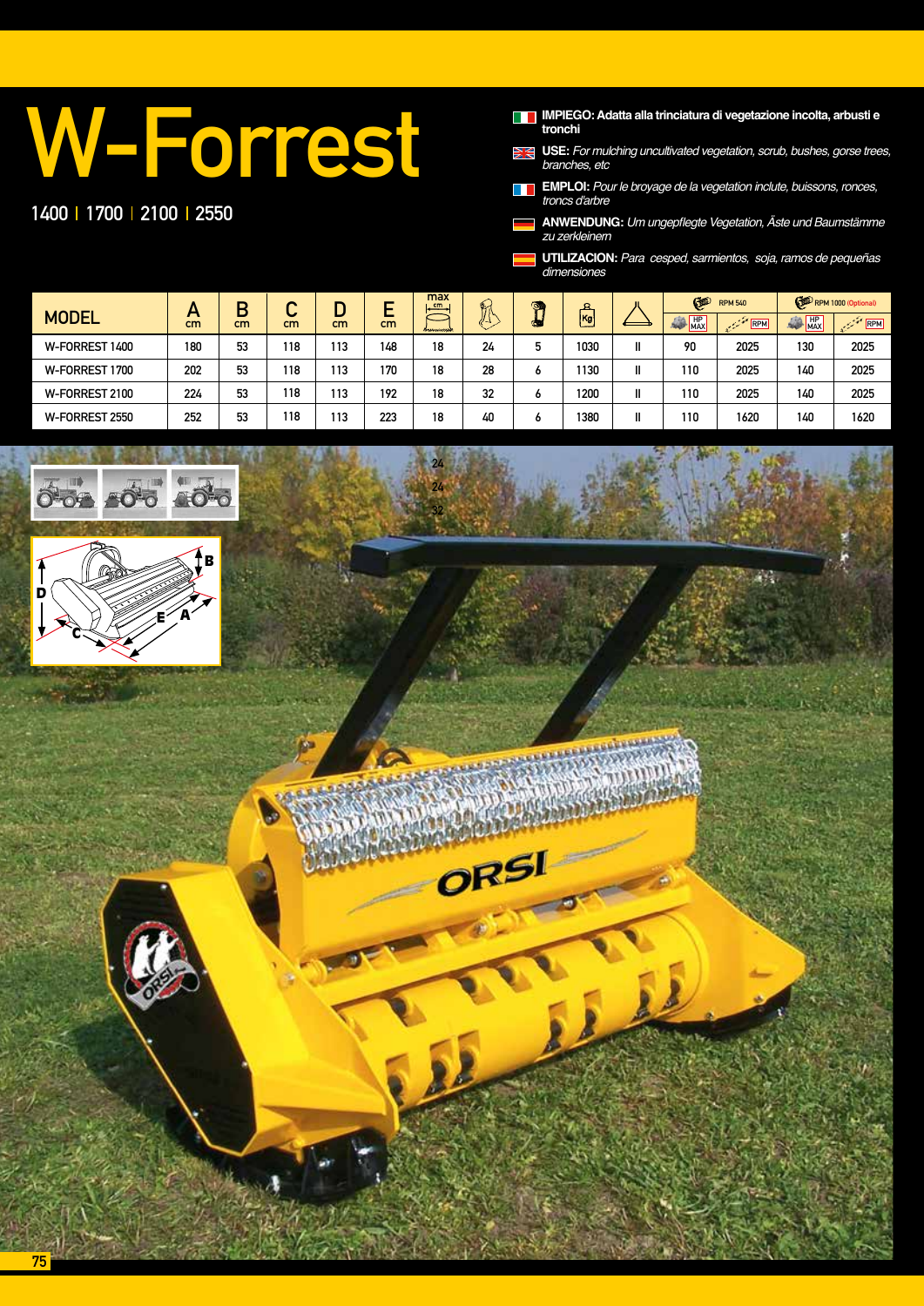# W-Forrest

1400 | 1700 | 2100 | 2550

**IMPIEGO: Adatta alla trinciatura di vegetazione incolta, arbusti e tronchi**

**USE:** *For mulching uncultivated vegetation, scrub, bushes, gorse trees, branches, etc*

**EMPLOI:** *Pour le broyage de la vegetation inclute, buissons, ronces, troncs d'arbre*

**ANWENDUNG:** *Um ungepflegte Vegetation, Äste und Baumstämme zu zerkleinern*

**UTILIZACION:** *Para cesped, sarmientos, soja, ramos de pequeñas dimensiones*

| MODEL | A cm | B cm | C cm | D cm | E cm | max cm | | | Kg | | RPM 540 | | RPM 1000 (Optional) | |
|---|---|---|---|---|---|---|---|---|---|---|---|---|---|---|
| | | | | | | | | | | | HP MAX | RPM | HP MAX | RPM |
| W-FORREST 1400 | 180 | 53 | 118 | 113 | 148 | 18 | 24 | 5 | 1030 | II | 90 | 2025 | 130 | 2025 |
| W-FORREST 1700 | 202 | 53 | 118 | 113 | 170 | 18 | 28 | 6 | 1130 | II | 110 | 2025 | 140 | 2025 |
| W-FORREST 2100 | 224 | 53 | 118 | 113 | 192 | 18 | 32 | 6 | 1200 | II | 110 | 2025 | 140 | 2025 |
| W-FORREST 2550 | 252 | 53 | 118 | 113 | 223 | 18 | 40 | 6 | 1380 | II | 110 | 1620 | 140 | 1620 |

24
24
32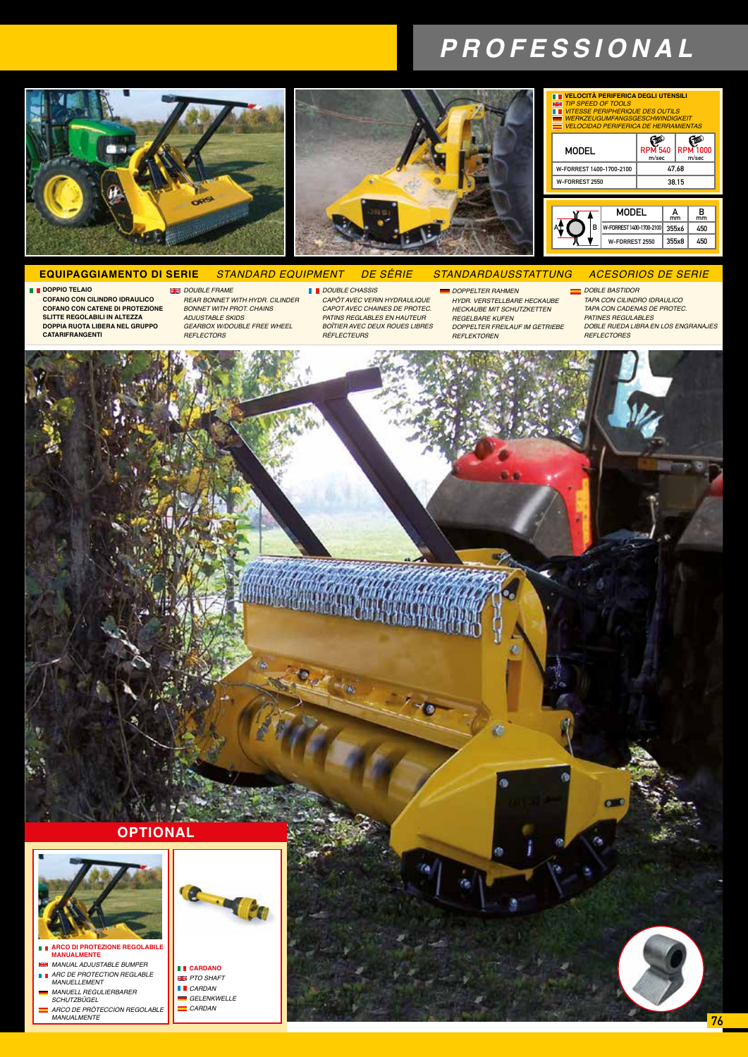# PROFESSIONAL

**VELOCITÀ PERIFERICA DEGLI UTENSILI**
*TIP SPEED OF TOOLS*
*VITESSE PERIPHERIQUE DES OUTILS*
*WERKZEUGUMFANGSGESCHWINDIGKEIT*
*VELOCIDAD PERIFERICA DE HERRAMIENTAS*

| MODEL | RPM 540 m/sec | RPM 1000 m/sec |
|---|---|---|
| W-FORREST 1400-1700-2100 | | 47,68 |
| W-FORREST 2550 | | 38,15 |

| MODEL | A mm | B mm |
|---|---|---|
| W-FORREST 1400-1700-2100 | 355x6 | 450 |
| W-FORREST 2550 | 355x8 | 450 |

## EQUIPAGGIAMENTO DI SERIE *STANDARD EQUIPMENT* *DE SÉRIE* *STANDARDAUSSTATTUNG* *ACESORIOS DE SERIE*

**DOPPIO TELAIO**
**COFANO CON CILINDRO IDRAULICO**
**COFANO CON CATENE DI PROTEZIONE**
**SLITTE REGOLABILI IN ALTEZZA**
**DOPPIA RUOTA LIBERA NEL GRUPPO**
**CATARIFRANGENTI**

*DOUBLE FRAME*
*REAR BONNET WITH HYDR. CILINDER*
*BONNET WITH PROT. CHAINS*
*ADJUSTABLE SKIDS*
*GEARBOX W/DOUBLE FREE WHEEL*
*REFLECTORS*

*DOUBLE CHASSIS*
*CAPÔT AVEC VERIN HYDRAULIQUE*
*CAPOT AVEC CHAINES DE PROTEC.*
*PATINS REGLABLES EN HAUTEUR*
*BOÎTIER AVEC DEUX ROUES LIBRES*
*RÉFLECTEURS*

*DOPPELTER RAHMEN*
*HYDR. VERSTELLBARE HECKAUBE*
*HECKAUBE MIT SCHUTZKETTEN*
*REGELBARE KUFEN*
*DOPPELTER FREILAUF IM GETRIEBE*
*REFLEKTOREN*

*DOBLE BASTIDOR*
*TAPA CON CILINDRO IDRAULICO*
*TAPA CON CADENAS DE PROTEC.*
*PATINES REGULABLES*
*DOBLE RUEDA LIBRA EN LOS ENGRANAJES*
*REFLECTORES*

## OPTIONAL

**ARCO DI PROTEZIONE REGOLABILE MANUALMENTE**
*MANUAL ADJUSTABLE BUMPER*
*ARC DE PROTECTION REGLABLE MANUELLEMENT*
*MANUELL REGULIERBARER SCHUTZBÜGEL*
*ARCO DE PRÓTECCION REGOLABLE MANUALMENTE*

**CARDANO**
*PTO SHAFT*
*CARDAN*
*GELENKWELLE*
*CARDAN*